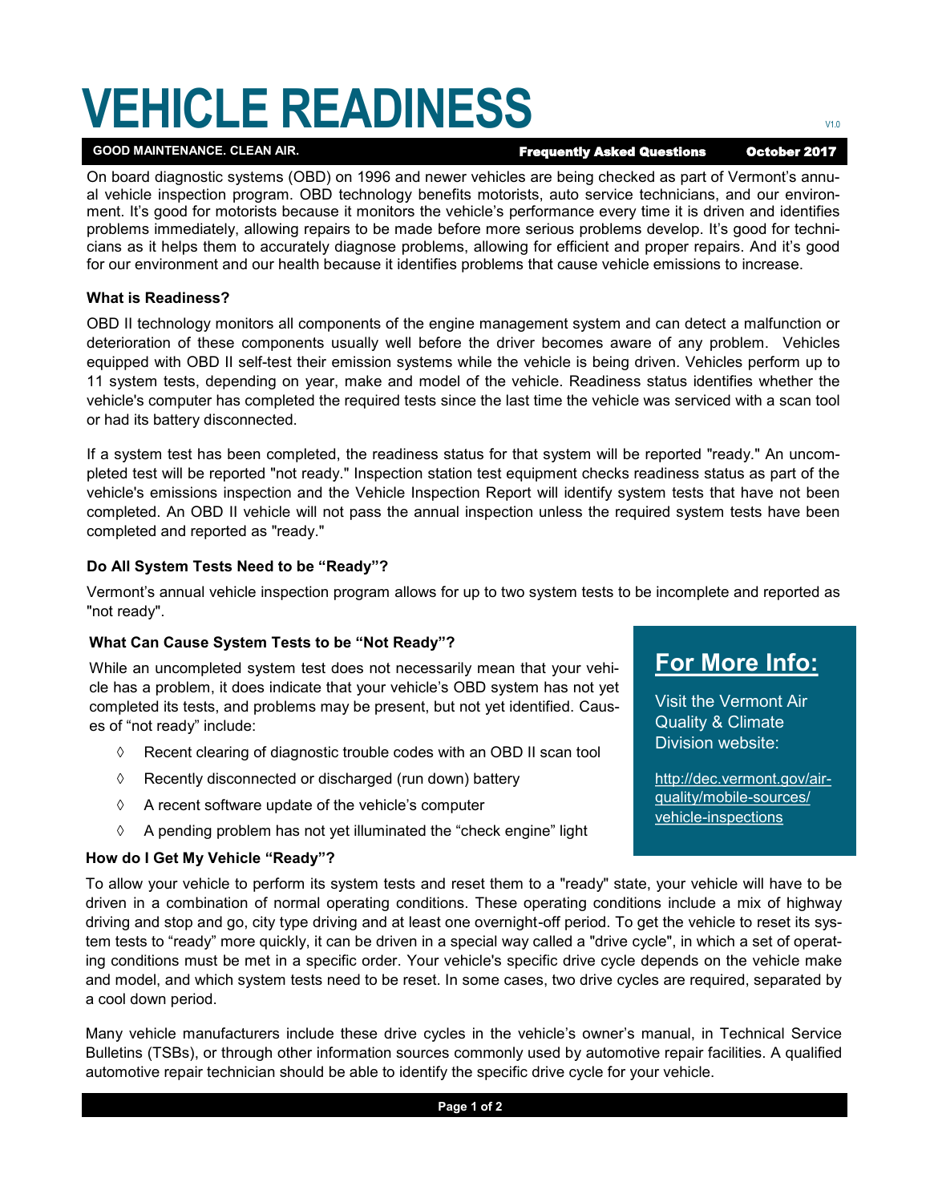# VEHICLE READINESS

V1.0

**GOOD MAINTENANCE. CLEAN AIR.** **Frequently Asked Questions** **October 2017**

On board diagnostic systems (OBD) on 1996 and newer vehicles are being checked as part of Vermont's annual vehicle inspection program. OBD technology benefits motorists, auto service technicians, and our environment. It's good for motorists because it monitors the vehicle's performance every time it is driven and identifies problems immediately, allowing repairs to be made before more serious problems develop. It's good for technicians as it helps them to accurately diagnose problems, allowing for efficient and proper repairs. And it's good for our environment and our health because it identifies problems that cause vehicle emissions to increase.

### What is Readiness?

OBD II technology monitors all components of the engine management system and can detect a malfunction or deterioration of these components usually well before the driver becomes aware of any problem. Vehicles equipped with OBD II self-test their emission systems while the vehicle is being driven. Vehicles perform up to 11 system tests, depending on year, make and model of the vehicle. Readiness status identifies whether the vehicle's computer has completed the required tests since the last time the vehicle was serviced with a scan tool or had its battery disconnected.

If a system test has been completed, the readiness status for that system will be reported "ready." An uncompleted test will be reported "not ready." Inspection station test equipment checks readiness status as part of the vehicle's emissions inspection and the Vehicle Inspection Report will identify system tests that have not been completed. An OBD II vehicle will not pass the annual inspection unless the required system tests have been completed and reported as "ready."

### Do All System Tests Need to be "Ready"?

Vermont's annual vehicle inspection program allows for up to two system tests to be incomplete and reported as "not ready".

### What Can Cause System Tests to be "Not Ready"?

While an uncompleted system test does not necessarily mean that your vehicle has a problem, it does indicate that your vehicle's OBD system has not yet completed its tests, and problems may be present, but not yet identified. Causes of "not ready" include:

- Recent clearing of diagnostic trouble codes with an OBD II scan tool
- Recently disconnected or discharged (run down) battery
- A recent software update of the vehicle's computer
- A pending problem has not yet illuminated the "check engine" light

### How do I Get My Vehicle "Ready"?

To allow your vehicle to perform its system tests and reset them to a "ready" state, your vehicle will have to be driven in a combination of normal operating conditions. These operating conditions include a mix of highway driving and stop and go, city type driving and at least one overnight-off period. To get the vehicle to reset its system tests to "ready" more quickly, it can be driven in a special way called a "drive cycle", in which a set of operating conditions must be met in a specific order. Your vehicle's specific drive cycle depends on the vehicle make and model, and which system tests need to be reset. In some cases, two drive cycles are required, separated by a cool down period.

Many vehicle manufacturers include these drive cycles in the vehicle's owner's manual, in Technical Service Bulletins (TSBs), or through other information sources commonly used by automotive repair facilities. A qualified automotive repair technician should be able to identify the specific drive cycle for your vehicle.

## For More Info:

Visit the Vermont Air Quality & Climate Division website:

http://dec.vermont.gov/air-quality/mobile-sources/vehicle-inspections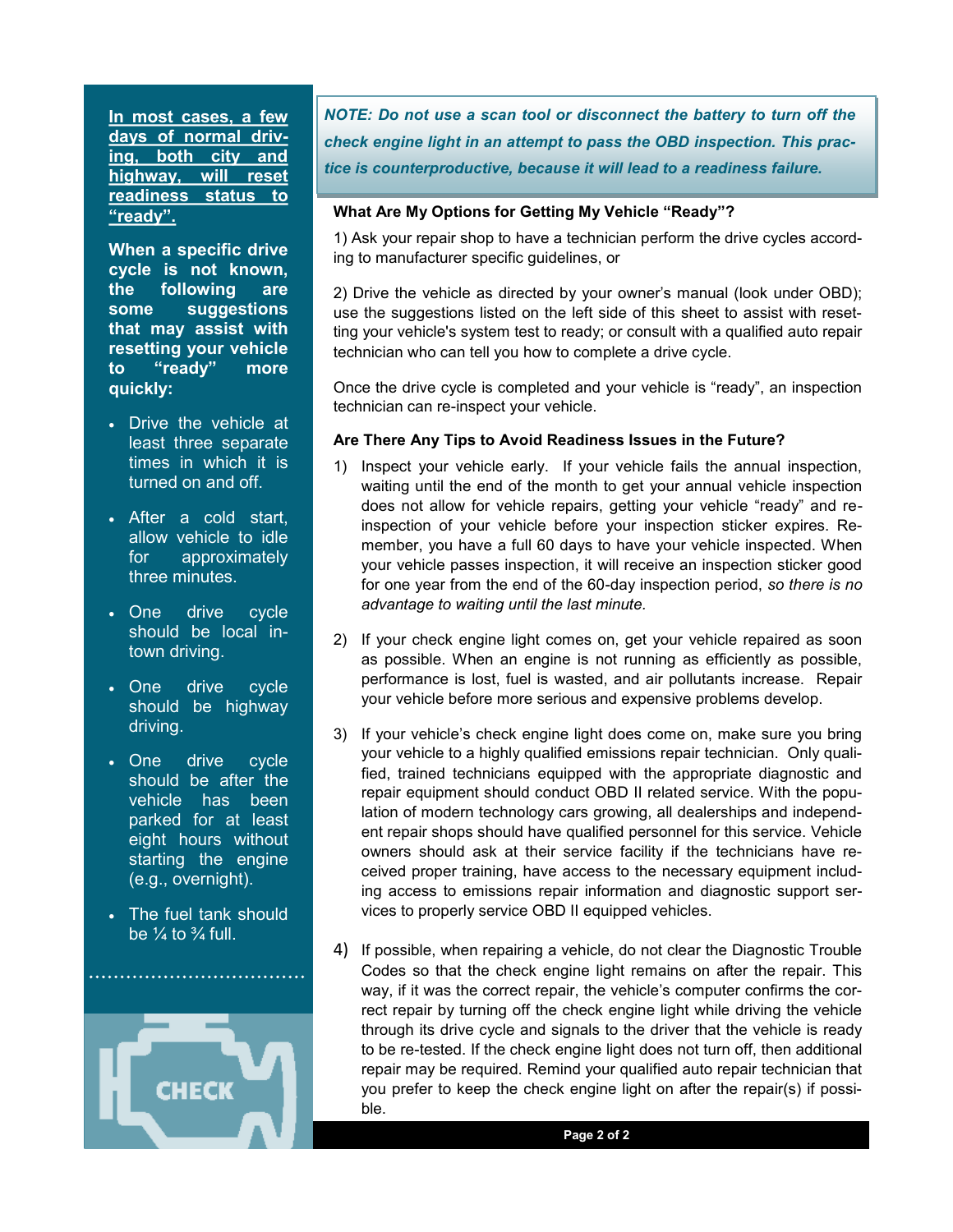**In most cases, a few days of normal driving, both city and highway, will reset readiness status to "ready".**

**When a specific drive cycle is not known, the following are some suggestions that may assist with resetting your vehicle to "ready" more quickly:**

- Drive the vehicle at least three separate times in which it is turned on and off.
- After a cold start, allow vehicle to idle for approximately three minutes.
- One drive cycle should be local in-town driving.
- One drive cycle should be highway driving.
- One drive cycle should be after the vehicle has been parked for at least eight hours without starting the engine (e.g., overnight).
- The fuel tank should be ¼ to ¾ full.

***NOTE: Do not use a scan tool or disconnect the battery to turn off the check engine light in an attempt to pass the OBD inspection. This practice is counterproductive, because it will lead to a readiness failure.***

**What Are My Options for Getting My Vehicle "Ready"?**

1) Ask your repair shop to have a technician perform the drive cycles according to manufacturer specific guidelines, or

2) Drive the vehicle as directed by your owner's manual (look under OBD); use the suggestions listed on the left side of this sheet to assist with resetting your vehicle's system test to ready; or consult with a qualified auto repair technician who can tell you how to complete a drive cycle.

Once the drive cycle is completed and your vehicle is "ready", an inspection technician can re-inspect your vehicle.

**Are There Any Tips to Avoid Readiness Issues in the Future?**

1) Inspect your vehicle early. If your vehicle fails the annual inspection, waiting until the end of the month to get your annual vehicle inspection does not allow for vehicle repairs, getting your vehicle "ready" and re-inspection of your vehicle before your inspection sticker expires. Remember, you have a full 60 days to have your vehicle inspected. When your vehicle passes inspection, it will receive an inspection sticker good for one year from the end of the 60-day inspection period, *so there is no advantage to waiting until the last minute.*

2) If your check engine light comes on, get your vehicle repaired as soon as possible. When an engine is not running as efficiently as possible, performance is lost, fuel is wasted, and air pollutants increase. Repair your vehicle before more serious and expensive problems develop.

3) If your vehicle's check engine light does come on, make sure you bring your vehicle to a highly qualified emissions repair technician. Only qualified, trained technicians equipped with the appropriate diagnostic and repair equipment should conduct OBD II related service. With the population of modern technology cars growing, all dealerships and independent repair shops should have qualified personnel for this service. Vehicle owners should ask at their service facility if the technicians have received proper training, have access to the necessary equipment including access to emissions repair information and diagnostic support services to properly service OBD II equipped vehicles.

4) If possible, when repairing a vehicle, do not clear the Diagnostic Trouble Codes so that the check engine light remains on after the repair. This way, if it was the correct repair, the vehicle's computer confirms the correct repair by turning off the check engine light while driving the vehicle through its drive cycle and signals to the driver that the vehicle is ready to be re-tested. If the check engine light does not turn off, then additional repair may be required. Remind your qualified auto repair technician that you prefer to keep the check engine light on after the repair(s) if possible.